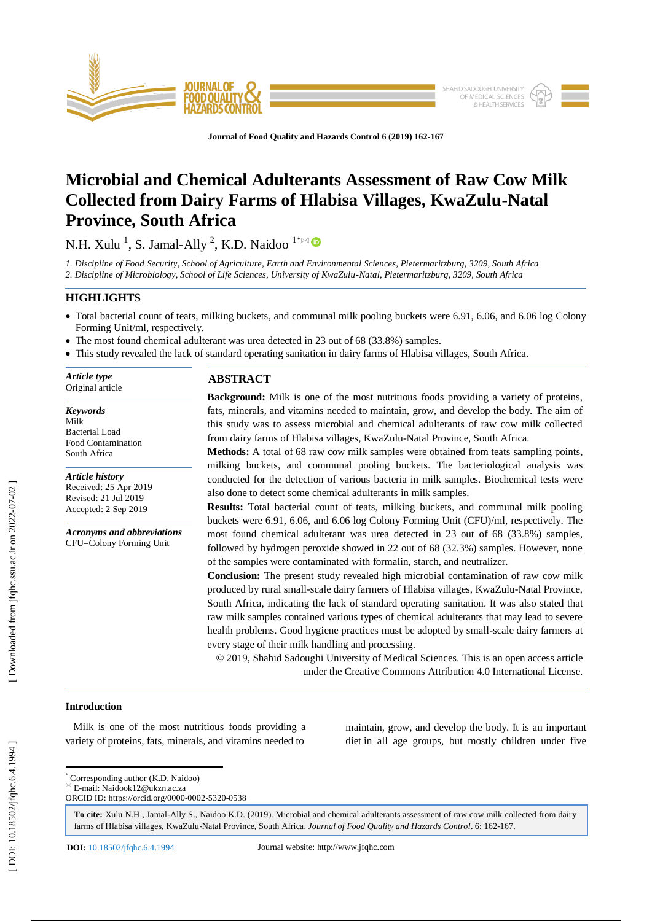# Microbial and Chemical Adulterants Assessment of Raw Cow Milk Collected from Dairy Farms of Hlabisa Villages, KwaZulu-Natal Province, South Africa

N.H. Xulu [1], S. Jamal-Ally [2], K.D. Naidoo [1*]

*1. Discipline of Food Security, School of Agriculture, Earth and Environmental Sciences, Pietermaritzburg, 3209, South Africa*
*2. Discipline of Microbiology, School of Life Sciences, University of KwaZulu-Natal, Pietermaritzburg, 3209, South Africa*

## HIGHLIGHTS

- Total bacterial count of teats, milking buckets, and communal milk pooling buckets were 6.91, 6.06, and 6.06 log Colony Forming Unit/ml, respectively.
- The most found chemical adulterant was urea detected in 23 out of 68 (33.8%) samples.
- This study revealed the lack of standard operating sanitation in dairy farms of Hlabisa villages, South Africa.

***Article type***
Original article

***Keywords***
Milk
Bacterial Load
Food Contamination
South Africa

***Article history***
Received: 25 Apr 2019
Revised: 21 Jul 2019
Accepted: 2 Sep 2019

***Acronyms and abbreviations***
CFU=Colony Forming Unit

## ABSTRACT

**Background:** Milk is one of the most nutritious foods providing a variety of proteins, fats, minerals, and vitamins needed to maintain, grow, and develop the body. The aim of this study was to assess microbial and chemical adulterants of raw cow milk collected from dairy farms of Hlabisa villages, KwaZulu-Natal Province, South Africa.

**Methods:** A total of 68 raw cow milk samples were obtained from teats sampling points, milking buckets, and communal pooling buckets. The bacteriological analysis was conducted for the detection of various bacteria in milk samples. Biochemical tests were also done to detect some chemical adulterants in milk samples.

**Results:** Total bacterial count of teats, milking buckets, and communal milk pooling buckets were 6.91, 6.06, and 6.06 log Colony Forming Unit (CFU)/ml, respectively. The most found chemical adulterant was urea detected in 23 out of 68 (33.8%) samples, followed by hydrogen peroxide showed in 22 out of 68 (32.3%) samples. However, none of the samples were contaminated with formalin, starch, and neutralizer.

**Conclusion:** The present study revealed high microbial contamination of raw cow milk produced by rural small-scale dairy farmers of Hlabisa villages, KwaZulu-Natal Province, South Africa, indicating the lack of standard operating sanitation. It was also stated that raw milk samples contained various types of chemical adulterants that may lead to severe health problems. Good hygiene practices must be adopted by small-scale dairy farmers at every stage of their milk handling and processing.

© 2019, Shahid Sadoughi University of Medical Sciences. This is an open access article under the Creative Commons Attribution 4.0 International License.

### Introduction

Milk is one of the most nutritious foods providing a variety of proteins, fats, minerals, and vitamins needed to maintain, grow, and develop the body. It is an important diet in all age groups, but mostly children under five

---

[*] Corresponding author (K.D. Naidoo)
E-mail: Naidook12@ukzn.ac.za
ORCID ID: https://orcid.org/0000-0002-5320-0538

**To cite:** Xulu N.H., Jamal-Ally S., Naidoo K.D. (2019). Microbial and chemical adulterants assessment of raw cow milk collected from dairy farms of Hlabisa villages, KwaZulu-Natal Province, South Africa. *Journal of Food Quality and Hazards Control*. 6: 162-167.

**DOI:** 10.18502/jfqhc.6.4.1994    Journal website: http://www.jfqhc.com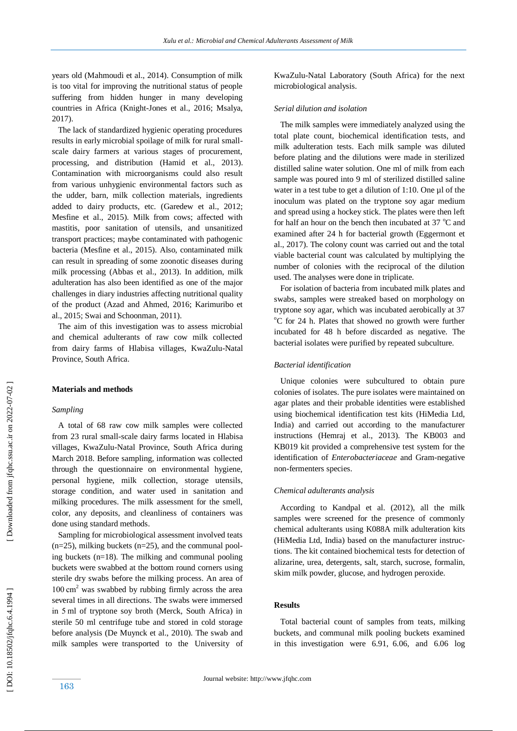years old (Mahmoudi et al., 2014). Consumption of milk is too vital for improving the nutritional status of people suffering from hidden hunger in many developing countries in Africa (Knight-Jones et al., 2016; Msalya, 2017).

The lack of standardized hygienic operating procedures results in early microbial spoilage of milk for rural small-scale dairy farmers at various stages of procurement, processing, and distribution (Hamid et al., 2013). Contamination with microorganisms could also result from various unhygienic environmental factors such as the udder, barn, milk collection materials, ingredients added to dairy products, etc. (Garedew et al., 2012; Mesfine et al., 2015). Milk from cows; affected with mastitis, poor sanitation of utensils, and unsanitized transport practices; maybe contaminated with pathogenic bacteria (Mesfine et al., 2015). Also, contaminated milk can result in spreading of some zoonotic diseases during milk processing (Abbas et al., 2013). In addition, milk adulteration has also been identified as one of the major challenges in diary industries affecting nutritional quality of the product (Azad and Ahmed, 2016; Karimuribo et al., 2015; Swai and Schoonman, 2011).

The aim of this investigation was to assess microbial and chemical adulterants of raw cow milk collected from dairy farms of Hlabisa villages, KwaZulu-Natal Province, South Africa.

## Materials and methods

### *Sampling*

A total of 68 raw cow milk samples were collected from 23 rural small-scale dairy farms located in Hlabisa villages, KwaZulu-Natal Province, South Africa during March 2018. Before sampling, information was collected through the questionnaire on environmental hygiene, personal hygiene, milk collection, storage utensils, storage condition, and water used in sanitation and milking procedures. The milk assessment for the smell, color, any deposits, and cleanliness of containers was done using standard methods.

Sampling for microbiological assessment involved teats (n=25), milking buckets (n=25), and the communal pooling buckets (n=18). The milking and communal pooling buckets were swabbed at the bottom round corners using sterile dry swabs before the milking process. An area of 100 $cm^2$ was swabbed by rubbing firmly across the area several times in all directions. The swabs were immersed in 5 ml of tryptone soy broth (Merck, South Africa) in sterile 50 ml centrifuge tube and stored in cold storage before analysis (De Muynck et al., 2010). The swab and milk samples were transported to the University of KwaZulu-Natal Laboratory (South Africa) for the next microbiological analysis.

### *Serial dilution and isolation*

The milk samples were immediately analyzed using the total plate count, biochemical identification tests, and milk adulteration tests. Each milk sample was diluted before plating and the dilutions were made in sterilized distilled saline water solution. One ml of milk from each sample was poured into 9 ml of sterilized distilled saline water in a test tube to get a dilution of 1:10. One µl of the inoculum was plated on the tryptone soy agar medium and spread using a hockey stick. The plates were then left for half an hour on the bench then incubated at 37 °C and examined after 24 h for bacterial growth (Eggermont et al., 2017). The colony count was carried out and the total viable bacterial count was calculated by multiplying the number of colonies with the reciprocal of the dilution used. The analyses were done in triplicate.

For isolation of bacteria from incubated milk plates and swabs, samples were streaked based on morphology on tryptone soy agar, which was incubated aerobically at 37 °C for 24 h. Plates that showed no growth were further incubated for 48 h before discarded as negative. The bacterial isolates were purified by repeated subculture.

### *Bacterial identification*

Unique colonies were subcultured to obtain pure colonies of isolates. The pure isolates were maintained on agar plates and their probable identities were established using biochemical identification test kits (HiMedia Ltd, India) and carried out according to the manufacturer instructions (Hemraj et al., 2013). The KB003 and KB019 kit provided a comprehensive test system for the identification of *Enterobacteriaceae* and Gram-negative non-fermenters species.

### *Chemical adulterants analysis*

According to Kandpal et al. (2012), all the milk samples were screened for the presence of commonly chemical adulterants using K088A milk adulteration kits (HiMedia Ltd, India) based on the manufacturer instructions. The kit contained biochemical tests for detection of alizarine, urea, detergents, salt, starch, sucrose, formalin, skim milk powder, glucose, and hydrogen peroxide.

## Results

Total bacterial count of samples from teats, milking buckets, and communal milk pooling buckets examined in this investigation were 6.91, 6.06, and 6.06 log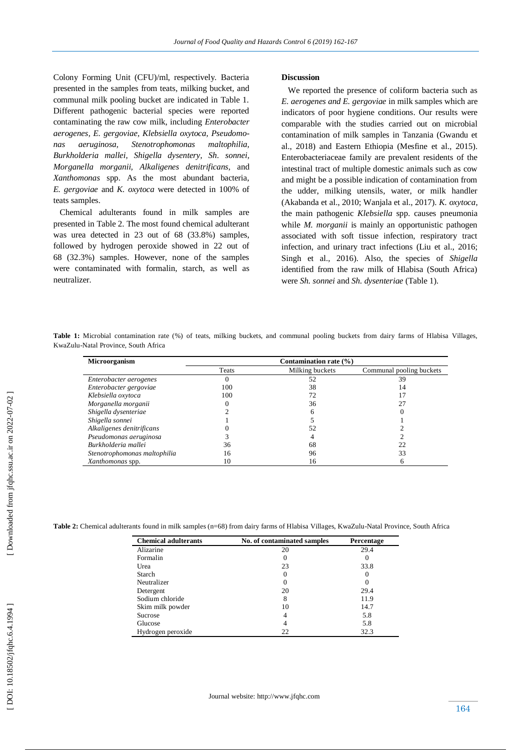Colony Forming Unit (CFU)/ml, respectively. Bacteria presented in the samples from teats, milking bucket, and communal milk pooling bucket are indicated in Table 1. Different pathogenic bacterial species were reported contaminating the raw cow milk, including *Enterobacter aerogenes, E. gergoviae, Klebsiella oxytoca, Pseudomonas aeruginosa, Stenotrophomonas maltophilia, Burkholderia mallei, Shigella dysentery, Sh. sonnei, Morganella morganii, Alkaligenes denitrificans,* and *Xanthomonas* spp. As the most abundant bacteria, *E. gergoviae* and *K. oxytoca* were detected in 100% of teats samples.

Chemical adulterants found in milk samples are presented in Table 2. The most found chemical adulterant was urea detected in 23 out of 68 (33.8%) samples, followed by hydrogen peroxide showed in 22 out of 68 (32.3%) samples. However, none of the samples were contaminated with formalin, starch, as well as neutralizer.

## Discussion

We reported the presence of coliform bacteria such as *E. aerogenes and E. gergoviae* in milk samples which are indicators of poor hygiene conditions. Our results were comparable with the studies carried out on microbial contamination of milk samples in Tanzania (Gwandu et al., 2018) and Eastern Ethiopia (Mesfine et al., 2015). Enterobacteriaceae family are prevalent residents of the intestinal tract of multiple domestic animals such as cow and might be a possible indication of contamination from the udder, milking utensils, water, or milk handler (Akabanda et al., 2010; Wanjala et al., 2017). *K. oxytoca*, the main pathogenic *Klebsiella* spp. causes pneumonia while *M. morganii* is mainly an opportunistic pathogen associated with soft tissue infection, respiratory tract infection, and urinary tract infections (Liu et al., 2016; Singh et al., 2016). Also, the species of *Shigella* identified from the raw milk of Hlabisa (South Africa) were *Sh. sonnei* and *Sh. dysenteriae* (Table 1).

**Table 1:** Microbial contamination rate (%) of teats, milking buckets, and communal pooling buckets from dairy farms of Hlabisa Villages, KwaZulu-Natal Province, South Africa

| Microorganism | Contamination rate (%) | | |
|---|---|---|---|
| | Teats | Milking buckets | Communal pooling buckets |
| *Enterobacter aerogenes* | 0 | 52 | 39 |
| *Enterobacter gergoviae* | 100 | 38 | 14 |
| *Klebsiella oxytoca* | 100 | 72 | 17 |
| *Morganella morganii* | 0 | 36 | 27 |
| *Shigella dysenteriae* | 2 | 6 | 0 |
| *Shigella sonnei* | 1 | 5 | 1 |
| *Alkaligenes denitrificans* | 0 | 52 | 2 |
| *Pseudomonas aeruginosa* | 3 | 4 | 2 |
| *Burkholderia mallei* | 36 | 68 | 22 |
| *Stenotrophomonas maltophilia* | 16 | 96 | 33 |
| *Xanthomonas* spp. | 10 | 16 | 6 |

**Table 2:** Chemical adulterants found in milk samples (n=68) from dairy farms of Hlabisa Villages, KwaZulu-Natal Province, South Africa

| Chemical adulterants | No. of contaminated samples | Percentage |
|---|---|---|
| Alizarine | 20 | 29.4 |
| Formalin | 0 | 0 |
| Urea | 23 | 33.8 |
| Starch | 0 | 0 |
| Neutralizer | 0 | 0 |
| Detergent | 20 | 29.4 |
| Sodium chloride | 8 | 11.9 |
| Skim milk powder | 10 | 14.7 |
| Sucrose | 4 | 5.8 |
| Glucose | 4 | 5.8 |
| Hydrogen peroxide | 22 | 32.3 |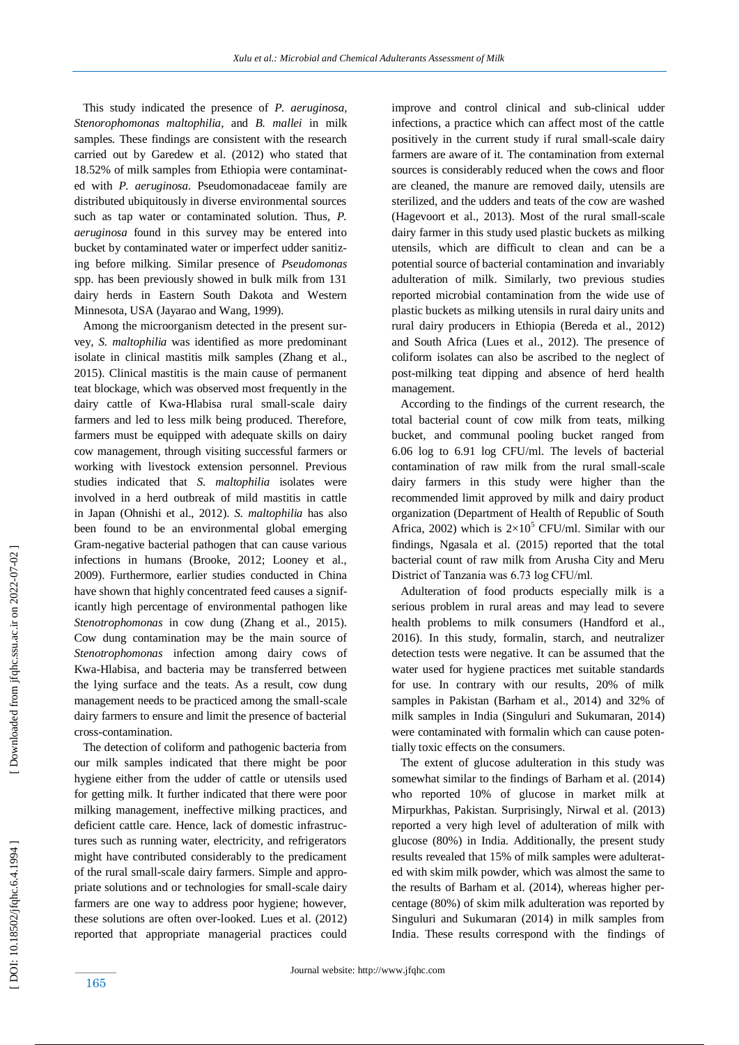This study indicated the presence of *P. aeruginosa*, *Stenorophomonas maltophilia*, and *B. mallei* in milk samples. These findings are consistent with the research carried out by Garedew et al. (2012) who stated that 18.52% of milk samples from Ethiopia were contaminated with *P. aeruginosa*. Pseudomonadaceae family are distributed ubiquitously in diverse environmental sources such as tap water or contaminated solution. Thus, *P. aeruginosa* found in this survey may be entered into bucket by contaminated water or imperfect udder sanitizing before milking. Similar presence of *Pseudomonas* spp. has been previously showed in bulk milk from 131 dairy herds in Eastern South Dakota and Western Minnesota, USA (Jayarao and Wang, 1999).

Among the microorganism detected in the present survey, *S. maltophilia* was identified as more predominant isolate in clinical mastitis milk samples (Zhang et al., 2015). Clinical mastitis is the main cause of permanent teat blockage, which was observed most frequently in the dairy cattle of Kwa-Hlabisa rural small-scale dairy farmers and led to less milk being produced. Therefore, farmers must be equipped with adequate skills on dairy cow management, through visiting successful farmers or working with livestock extension personnel. Previous studies indicated that *S. maltophilia* isolates were involved in a herd outbreak of mild mastitis in cattle in Japan (Ohnishi et al., 2012). *S. maltophilia* has also been found to be an environmental global emerging Gram-negative bacterial pathogen that can cause various infections in humans (Brooke, 2012; Looney et al., 2009). Furthermore, earlier studies conducted in China have shown that highly concentrated feed causes a significantly high percentage of environmental pathogen like *Stenotrophomonas* in cow dung (Zhang et al., 2015). Cow dung contamination may be the main source of *Stenotrophomonas* infection among dairy cows of Kwa-Hlabisa, and bacteria may be transferred between the lying surface and the teats. As a result, cow dung management needs to be practiced among the small-scale dairy farmers to ensure and limit the presence of bacterial cross-contamination.

The detection of coliform and pathogenic bacteria from our milk samples indicated that there might be poor hygiene either from the udder of cattle or utensils used for getting milk. It further indicated that there were poor milking management, ineffective milking practices, and deficient cattle care. Hence, lack of domestic infrastructures such as running water, electricity, and refrigerators might have contributed considerably to the predicament of the rural small-scale dairy farmers. Simple and appropriate solutions and or technologies for small-scale dairy farmers are one way to address poor hygiene; however, these solutions are often over-looked. Lues et al. (2012) reported that appropriate managerial practices could improve and control clinical and sub-clinical udder infections, a practice which can affect most of the cattle positively in the current study if rural small-scale dairy farmers are aware of it. The contamination from external sources is considerably reduced when the cows and floor are cleaned, the manure are removed daily, utensils are sterilized, and the udders and teats of the cow are washed (Hagevoort et al., 2013). Most of the rural small-scale dairy farmer in this study used plastic buckets as milking utensils, which are difficult to clean and can be a potential source of bacterial contamination and invariably adulteration of milk. Similarly, two previous studies reported microbial contamination from the wide use of plastic buckets as milking utensils in rural dairy units and rural dairy producers in Ethiopia (Bereda et al., 2012) and South Africa (Lues et al., 2012). The presence of coliform isolates can also be ascribed to the neglect of post-milking teat dipping and absence of herd health management.

According to the findings of the current research, the total bacterial count of cow milk from teats, milking bucket, and communal pooling bucket ranged from 6.06 log to 6.91 log CFU/ml. The levels of bacterial contamination of raw milk from the rural small-scale dairy farmers in this study were higher than the recommended limit approved by milk and dairy product organization (Department of Health of Republic of South Africa, 2002) which is $2\times10^5$ CFU/ml. Similar with our findings, Ngasala et al. (2015) reported that the total bacterial count of raw milk from Arusha City and Meru District of Tanzania was 6.73 log CFU/ml.

Adulteration of food products especially milk is a serious problem in rural areas and may lead to severe health problems to milk consumers (Handford et al., 2016). In this study, formalin, starch, and neutralizer detection tests were negative. It can be assumed that the water used for hygiene practices met suitable standards for use. In contrary with our results, 20% of milk samples in Pakistan (Barham et al., 2014) and 32% of milk samples in India (Singuluri and Sukumaran, 2014) were contaminated with formalin which can cause potentially toxic effects on the consumers.

The extent of glucose adulteration in this study was somewhat similar to the findings of Barham et al. (2014) who reported 10% of glucose in market milk at Mirpurkhas, Pakistan. Surprisingly, Nirwal et al. (2013) reported a very high level of adulteration of milk with glucose (80%) in India. Additionally, the present study results revealed that 15% of milk samples were adulterated with skim milk powder, which was almost the same to the results of Barham et al. (2014), whereas higher percentage (80%) of skim milk adulteration was reported by Singuluri and Sukumaran (2014) in milk samples from India. These results correspond with the findings of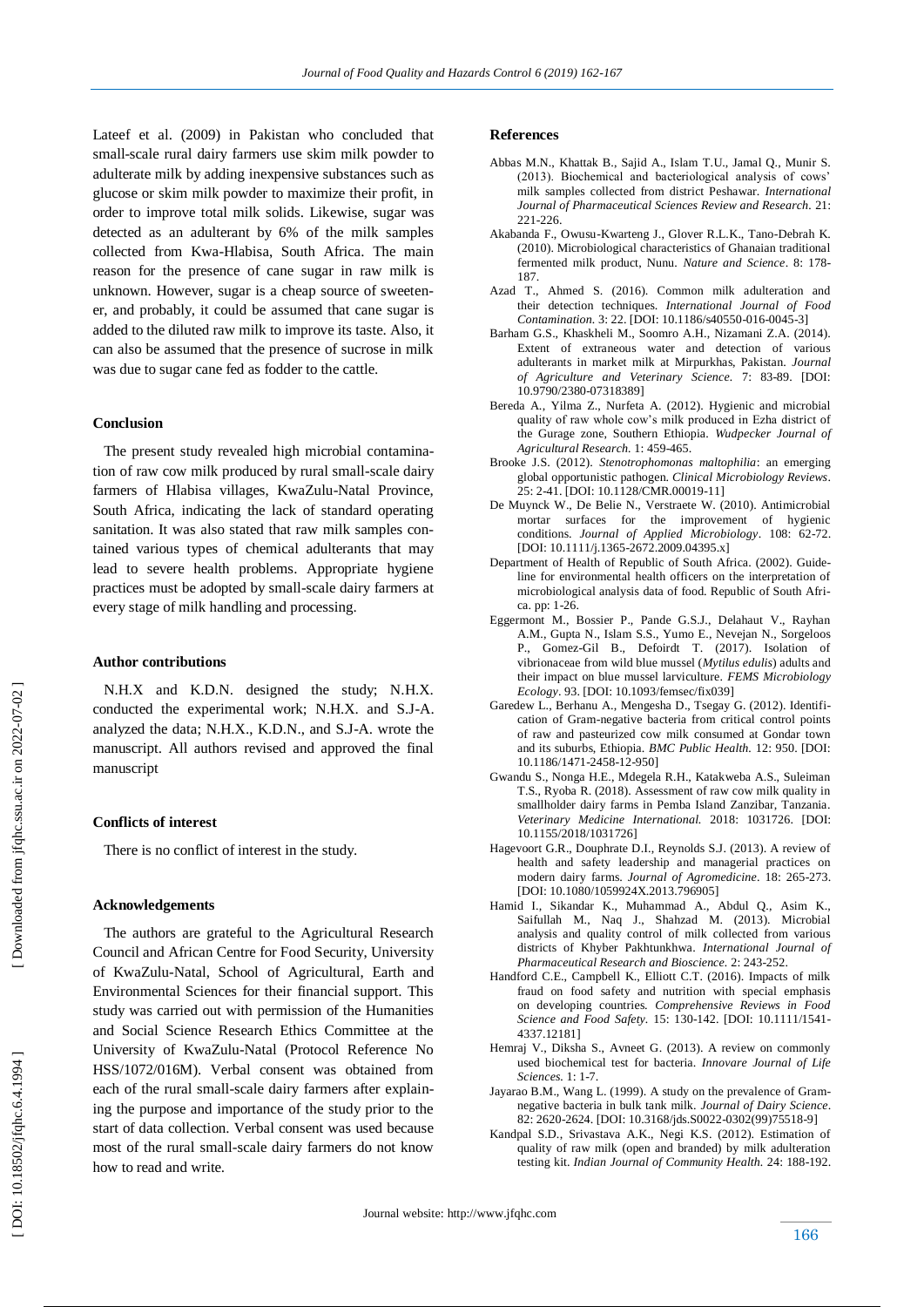Lateef et al. (2009) in Pakistan who concluded that small-scale rural dairy farmers use skim milk powder to adulterate milk by adding inexpensive substances such as glucose or skim milk powder to maximize their profit, in order to improve total milk solids. Likewise, sugar was detected as an adulterant by 6% of the milk samples collected from Kwa-Hlabisa, South Africa. The main reason for the presence of cane sugar in raw milk is unknown. However, sugar is a cheap source of sweetener, and probably, it could be assumed that cane sugar is added to the diluted raw milk to improve its taste. Also, it can also be assumed that the presence of sucrose in milk was due to sugar cane fed as fodder to the cattle.

## Conclusion

The present study revealed high microbial contamination of raw cow milk produced by rural small-scale dairy farmers of Hlabisa villages, KwaZulu-Natal Province, South Africa, indicating the lack of standard operating sanitation. It was also stated that raw milk samples contained various types of chemical adulterants that may lead to severe health problems. Appropriate hygiene practices must be adopted by small-scale dairy farmers at every stage of milk handling and processing.

## Author contributions

N.H.X and K.D.N. designed the study; N.H.X. conducted the experimental work; N.H.X. and S.J-A. analyzed the data; N.H.X., K.D.N., and S.J-A. wrote the manuscript. All authors revised and approved the final manuscript

## Conflicts of interest

There is no conflict of interest in the study.

## Acknowledgements

The authors are grateful to the Agricultural Research Council and African Centre for Food Security, University of KwaZulu-Natal, School of Agricultural, Earth and Environmental Sciences for their financial support. This study was carried out with permission of the Humanities and Social Science Research Ethics Committee at the University of KwaZulu-Natal (Protocol Reference No HSS/1072/016M). Verbal consent was obtained from each of the rural small-scale dairy farmers after explaining the purpose and importance of the study prior to the start of data collection. Verbal consent was used because most of the rural small-scale dairy farmers do not know how to read and write.

## References

Abbas M.N., Khattak B., Sajid A., Islam T.U., Jamal Q., Munir S. (2013). Biochemical and bacteriological analysis of cows' milk samples collected from district Peshawar. *International Journal of Pharmaceutical Sciences Review and Research*. 21: 221-226.

Akabanda F., Owusu-Kwarteng J., Glover R.L.K., Tano-Debrah K. (2010). Microbiological characteristics of Ghanaian traditional fermented milk product, Nunu. *Nature and Science*. 8: 178-187.

Azad T., Ahmed S. (2016). Common milk adulteration and their detection techniques. *International Journal of Food Contamination*. 3: 22. [DOI: 10.1186/s40550-016-0045-3]

Barham G.S., Khaskheli M., Soomro A.H., Nizamani Z.A. (2014). Extent of extraneous water and detection of various adulterants in market milk at Mirpurkhas, Pakistan. *Journal of Agriculture and Veterinary Science*. 7: 83-89. [DOI: 10.9790/2380-07318389]

Bereda A., Yilma Z., Nurfeta A. (2012). Hygienic and microbial quality of raw whole cow's milk produced in Ezha district of the Gurage zone, Southern Ethiopia. *Wudpecker Journal of Agricultural Research*. 1: 459-465.

Brooke J.S. (2012). *Stenotrophomonas maltophilia*: an emerging global opportunistic pathogen. *Clinical Microbiology Reviews*. 25: 2-41. [DOI: 10.1128/CMR.00019-11]

De Muynck W., De Belie N., Verstraete W. (2010). Antimicrobial mortar surfaces for the improvement of hygienic conditions. *Journal of Applied Microbiology*. 108: 62-72. [DOI: 10.1111/j.1365-2672.2009.04395.x]

Department of Health of Republic of South Africa. (2002). Guideline for environmental health officers on the interpretation of microbiological analysis data of food. Republic of South Africa. pp: 1-26.

Eggermont M., Bossier P., Pande G.S.J., Delahaut V., Rayhan A.M., Gupta N., Islam S.S., Yumo E., Nevejan N., Sorgeloos P., Gomez-Gil B., Defoirdt T. (2017). Isolation of vibrionaceae from wild blue mussel (*Mytilus edulis*) adults and their impact on blue mussel larviculture. *FEMS Microbiology Ecology*. 93. [DOI: 10.1093/femsec/fix039]

Garedew L., Berhanu A., Mengesha D., Tsegay G. (2012). Identification of Gram-negative bacteria from critical control points of raw and pasteurized cow milk consumed at Gondar town and its suburbs, Ethiopia. *BMC Public Health*. 12: 950. [DOI: 10.1186/1471-2458-12-950]

Gwandu S., Nonga H.E., Mdegela R.H., Katakweba A.S., Suleiman T.S., Ryoba R. (2018). Assessment of raw cow milk quality in smallholder dairy farms in Pemba Island Zanzibar, Tanzania. *Veterinary Medicine International*. 2018: 1031726. [DOI: 10.1155/2018/1031726]

Hagevoort G.R., Douphrate D.I., Reynolds S.J. (2013). A review of health and safety leadership and managerial practices on modern dairy farms. *Journal of Agromedicine*. 18: 265-273. [DOI: 10.1080/1059924X.2013.796905]

Hamid I., Sikandar K., Muhammad A., Abdul Q., Asim K., Saifullah M., Naq J., Shahzad M. (2013). Microbial analysis and quality control of milk collected from various districts of Khyber Pakhtunkhwa. *International Journal of Pharmaceutical Research and Bioscience*. 2: 243-252.

Handford C.E., Campbell K., Elliott C.T. (2016). Impacts of milk fraud on food safety and nutrition with special emphasis on developing countries. *Comprehensive Reviews in Food Science and Food Safety*. 15: 130-142. [DOI: 10.1111/1541-4337.12181]

Hemraj V., Diksha S., Avneet G. (2013). A review on commonly used biochemical test for bacteria. *Innovare Journal of Life Sciences*. 1: 1-7.

Jayarao B.M., Wang L. (1999). A study on the prevalence of Gram-negative bacteria in bulk tank milk. *Journal of Dairy Science*. 82: 2620-2624. [DOI: 10.3168/jds.S0022-0302(99)75518-9]

Kandpal S.D., Srivastava A.K., Negi K.S. (2012). Estimation of quality of raw milk (open and branded) by milk adulteration testing kit. *Indian Journal of Community Health*. 24: 188-192.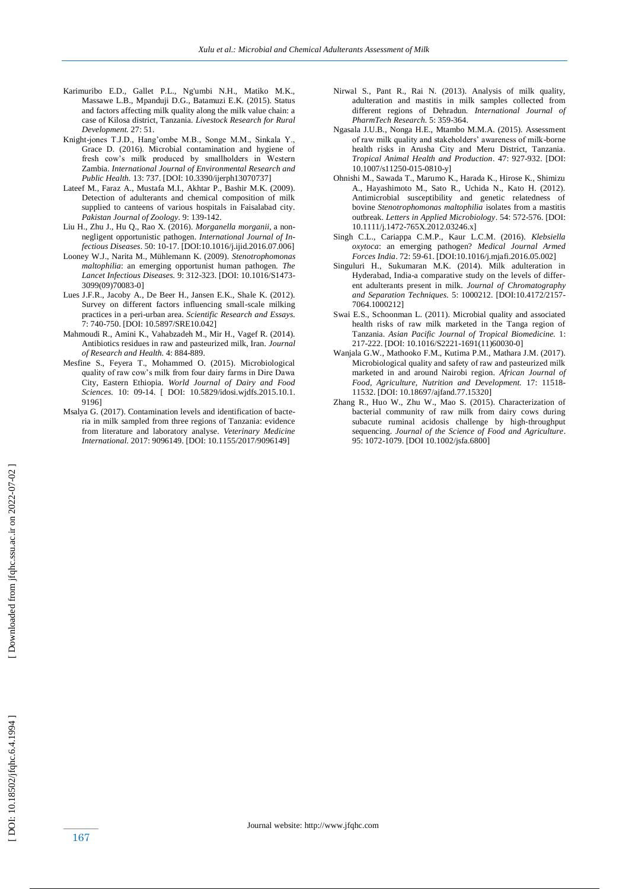Karimuribo E.D., Gallet P.L., Ng'umbi N.H., Matiko M.K., Massawe L.B., Mpanduji D.G., Batamuzi E.K. (2015). Status and factors affecting milk quality along the milk value chain: a case of Kilosa district, Tanzania. *Livestock Research for Rural Development.* 27: 51.

Knight-jones T.J.D., Hang'ombe M.B., Songe M.M., Sinkala Y., Grace D. (2016). Microbial contamination and hygiene of fresh cow's milk produced by smallholders in Western Zambia. *International Journal of Environmental Research and Public Health.* 13: 737. [DOI: 10.3390/ijerph13070737]

Lateef M., Faraz A., Mustafa M.I., Akhtar P., Bashir M.K. (2009). Detection of adulterants and chemical composition of milk supplied to canteens of various hospitals in Faisalabad city. *Pakistan Journal of Zoology*. 9: 139-142.

Liu H., Zhu J., Hu Q., Rao X. (2016). *Morganella morganii*, a non-negligent opportunistic pathogen. *International Journal of Infectious Diseases*. 50: 10-17. [DOI:10.1016/j.ijid.2016.07.006]

Looney W.J., Narita M., Mühlemann K. (2009). *Stenotrophomonas maltophilia*: an emerging opportunist human pathogen. *The Lancet Infectious Diseases.* 9: 312-323. [DOI: 10.1016/S1473-3099(09)70083-0]

Lues J.F.R., Jacoby A., De Beer H., Jansen E.K., Shale K. (2012). Survey on different factors influencing small-scale milking practices in a peri-urban area. *Scientific Research and Essays.* 7: 740-750. [DOI: 10.5897/SRE10.042]

Mahmoudi R., Amini K., Vahabzadeh M., Mir H., Vagef R. (2014). Antibiotics residues in raw and pasteurized milk, Iran. *Journal of Research and Health.* 4: 884-889.

Mesfine S., Feyera T., Mohammed O. (2015). Microbiological quality of raw cow's milk from four dairy farms in Dire Dawa City, Eastern Ethiopia. *World Journal of Dairy and Food Sciences.* 10: 09-14. [ DOI: 10.5829/idosi.wjdfs.2015.10.1.9196]

Msalya G. (2017). Contamination levels and identification of bacteria in milk sampled from three regions of Tanzania: evidence from literature and laboratory analyse. *Veterinary Medicine International.* 2017: 9096149. [DOI: 10.1155/2017/9096149]

Nirwal S., Pant R., Rai N. (2013). Analysis of milk quality, adulteration and mastitis in milk samples collected from different regions of Dehradun. *International Journal of PharmTech Research.* 5: 359-364.

Ngasala J.U.B., Nonga H.E., Mtambo M.M.A. (2015). Assessment of raw milk quality and stakeholders' awareness of milk-borne health risks in Arusha City and Meru District, Tanzania. *Tropical Animal Health and Production*. 47: 927-932. [DOI: 10.1007/s11250-015-0810-y]

Ohnishi M., Sawada T., Marumo K., Harada K., Hirose K., Shimizu A., Hayashimoto M., Sato R., Uchida N., Kato H. (2012). Antimicrobial susceptibility and genetic relatedness of bovine *Stenotrophomonas maltophilia* isolates from a mastitis outbreak. *Letters in Applied Microbiology*. 54: 572-576. [DOI: 10.1111/j.1472-765X.2012.03246.x]

Singh C.L., Cariappa C.M.P., Kaur L.C.M. (2016). *Klebsiella oxytoca*: an emerging pathogen? *Medical Journal Armed Forces India*. 72: 59-61. [DOI:10.1016/j.mjafi.2016.05.002]

Singuluri H., Sukumaran M.K. (2014). Milk adulteration in Hyderabad, India-a comparative study on the levels of different adulterants present in milk. *Journal of Chromatography and Separation Techniques.* 5: 1000212. [DOI:10.4172/2157-7064.1000212]

Swai E.S., Schoonman L. (2011). Microbial quality and associated health risks of raw milk marketed in the Tanga region of Tanzania. *Asian Pacific Journal of Tropical Biomedicine.* 1: 217-222. [DOI: 10.1016/S2221-1691(11)60030-0]

Wanjala G.W., Mathooko F.M., Kutima P.M., Mathara J.M. (2017). Microbiological quality and safety of raw and pasteurized milk marketed in and around Nairobi region. *African Journal of Food, Agriculture, Nutrition and Development.* 17: 11518-11532. [DOI: 10.18697/ajfand.77.15320]

Zhang R., Huo W., Zhu W., Mao S. (2015). Characterization of bacterial community of raw milk from dairy cows during subacute ruminal acidosis challenge by high-throughput sequencing. *Journal of the Science of Food and Agriculture*. 95: 1072-1079. [DOI 10.1002/jsfa.6800]